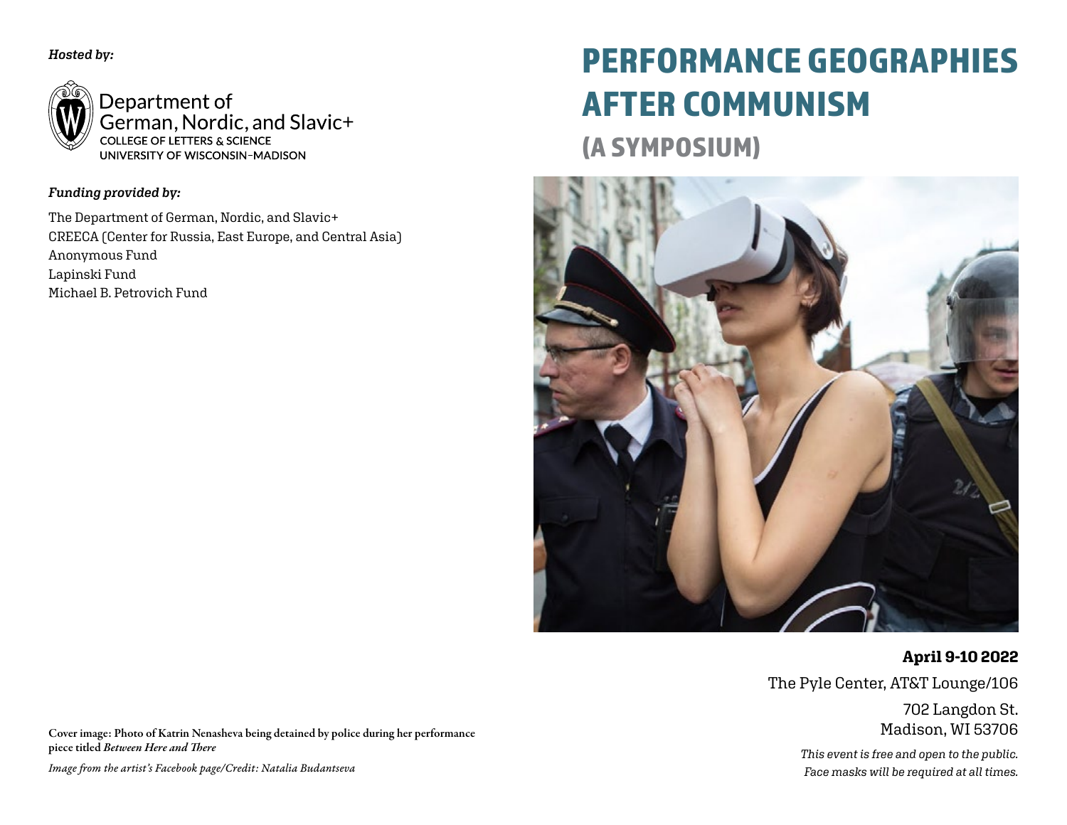*Hosted by:*

Department of
German, Nordic, and Slavic+
COLLEGE OF LETTERS & SCIENCE
UNIVERSITY OF WISCONSIN–MADISON

*Funding provided by:*

The Department of German, Nordic, and Slavic+
CREECA (Center for Russia, East Europe, and Central Asia)
Anonymous Fund
Lapinski Fund
Michael B. Petrovich Fund

Cover image: Photo of Katrin Nenasheva being detained by police during her performance piece titled *Between Here and There*

*Image from the artist's Facebook page/Credit: Natalia Budantseva*

# PERFORMANCE GEOGRAPHIES AFTER COMMUNISM

## (A SYMPOSIUM)

**April 9-10 2022**

The Pyle Center, AT&T Lounge/106

702 Langdon St.
Madison, WI 53706

*This event is free and open to the public.*
*Face masks will be required at all times.*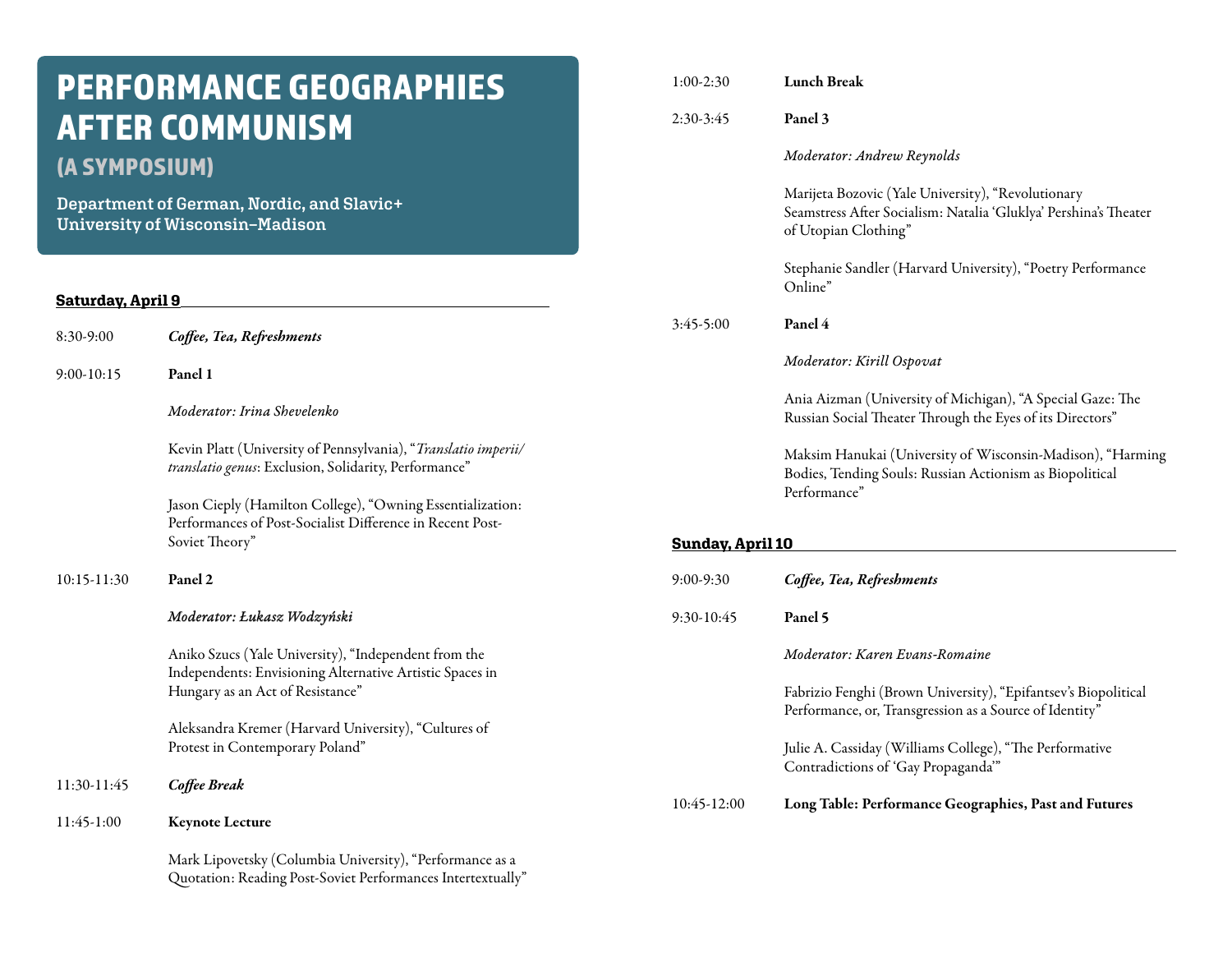# PERFORMANCE GEOGRAPHIES AFTER COMMUNISM

## (A SYMPOSIUM)

**Department of German, Nordic, and Slavic+**
**University of Wisconsin–Madison**

## Saturday, April 9

8:30-9:00 — ***Coffee, Tea, Refreshments***

9:00-10:15 — **Panel 1**

*Moderator: Irina Shevelenko*

Kevin Platt (University of Pennsylvania), "*Translatio imperii/ translatio genus*: Exclusion, Solidarity, Performance"

Jason Cieply (Hamilton College), "Owning Essentialization: Performances of Post-Socialist Difference in Recent Post-Soviet Theory"

10:15-11:30 — **Panel 2**

*Moderator: Łukasz Wodzyński*

Aniko Szucs (Yale University), "Independent from the Independents: Envisioning Alternative Artistic Spaces in Hungary as an Act of Resistance"

Aleksandra Kremer (Harvard University), "Cultures of Protest in Contemporary Poland"

11:30-11:45 — ***Coffee Break***

11:45-1:00 — **Keynote Lecture**

Mark Lipovetsky (Columbia University), "Performance as a Quotation: Reading Post-Soviet Performances Intertextually"

1:00-2:30 — **Lunch Break**

2:30-3:45 — **Panel 3**

*Moderator: Andrew Reynolds*

Marijeta Bozovic (Yale University), "Revolutionary Seamstress After Socialism: Natalia 'Gluklya' Pershina's Theater of Utopian Clothing"

Stephanie Sandler (Harvard University), "Poetry Performance Online"

3:45-5:00 — **Panel 4**

*Moderator: Kirill Ospovat*

Ania Aizman (University of Michigan), "A Special Gaze: The Russian Social Theater Through the Eyes of its Directors"

Maksim Hanukai (University of Wisconsin-Madison), "Harming Bodies, Tending Souls: Russian Actionism as Biopolitical Performance"

## Sunday, April 10

9:00-9:30 — ***Coffee, Tea, Refreshments***

9:30-10:45 — **Panel 5**

*Moderator: Karen Evans-Romaine*

Fabrizio Fenghi (Brown University), "Epifantsev's Biopolitical Performance, or, Transgression as a Source of Identity"

Julie A. Cassiday (Williams College), "The Performative Contradictions of 'Gay Propaganda'"

10:45-12:00 — **Long Table: Performance Geographies, Past and Futures**